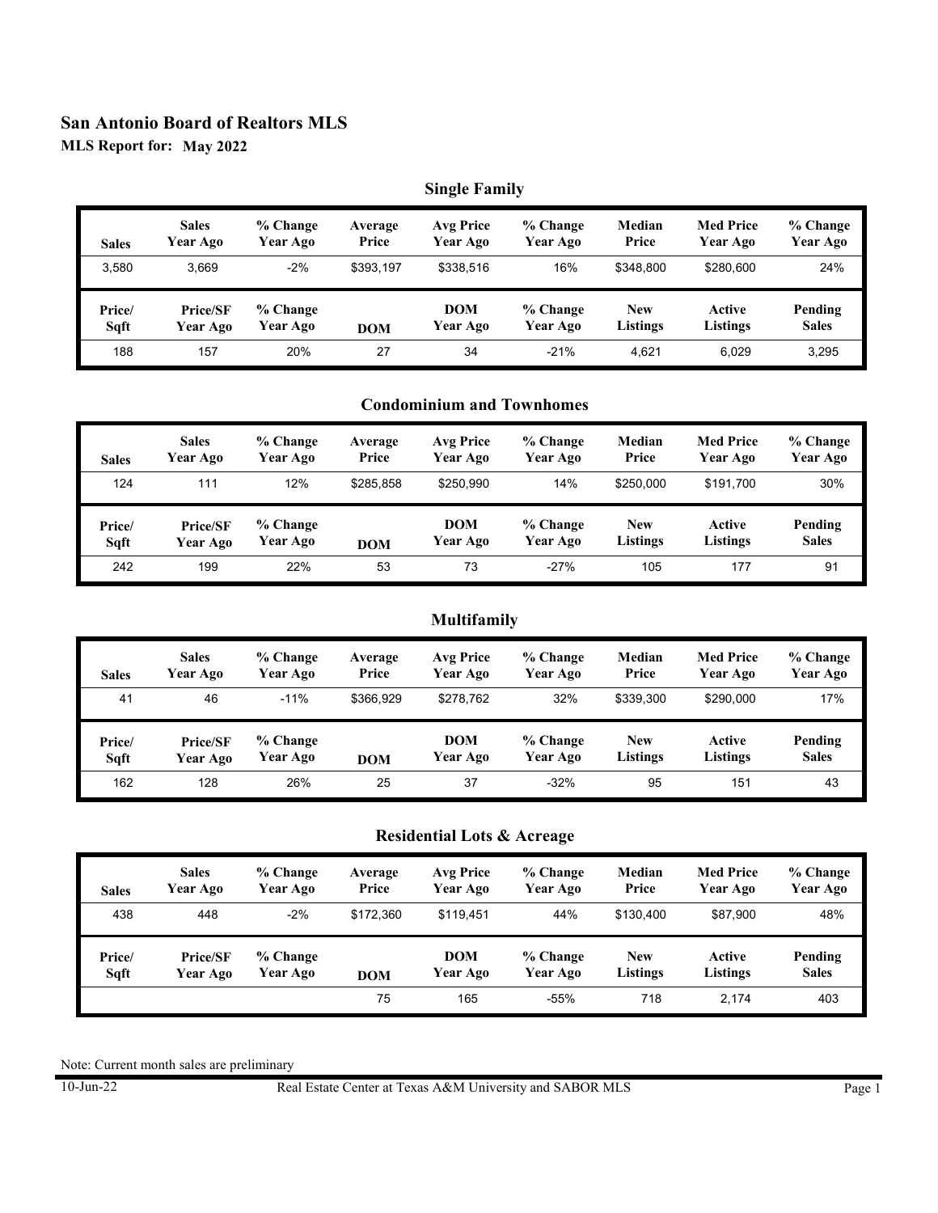# San Antonio Board of Realtors MLS

**MLS Report for: May 2022**

## Single Family

| Sales | Sales Year Ago | % Change Year Ago | Average Price | Avg Price Year Ago | % Change Year Ago | Median Price | Med Price Year Ago | % Change Year Ago |
|---|---|---|---|---|---|---|---|---|
| 3,580 | 3,669 | -2% | $393,197 | $338,516 | 16% | $348,800 | $280,600 | 24% |
| **Price/ Sqft** | **Price/SF Year Ago** | **% Change Year Ago** | **DOM** | **DOM Year Ago** | **% Change Year Ago** | **New Listings** | **Active Listings** | **Pending Sales** |
| 188 | 157 | 20% | 27 | 34 | -21% | 4,621 | 6,029 | 3,295 |

## Condominium and Townhomes

| Sales | Sales Year Ago | % Change Year Ago | Average Price | Avg Price Year Ago | % Change Year Ago | Median Price | Med Price Year Ago | % Change Year Ago |
|---|---|---|---|---|---|---|---|---|
| 124 | 111 | 12% | $285,858 | $250,990 | 14% | $250,000 | $191,700 | 30% |
| **Price/ Sqft** | **Price/SF Year Ago** | **% Change Year Ago** | **DOM** | **DOM Year Ago** | **% Change Year Ago** | **New Listings** | **Active Listings** | **Pending Sales** |
| 242 | 199 | 22% | 53 | 73 | -27% | 105 | 177 | 91 |

## Multifamily

| Sales | Sales Year Ago | % Change Year Ago | Average Price | Avg Price Year Ago | % Change Year Ago | Median Price | Med Price Year Ago | % Change Year Ago |
|---|---|---|---|---|---|---|---|---|
| 41 | 46 | -11% | $366,929 | $278,762 | 32% | $339,300 | $290,000 | 17% |
| **Price/ Sqft** | **Price/SF Year Ago** | **% Change Year Ago** | **DOM** | **DOM Year Ago** | **% Change Year Ago** | **New Listings** | **Active Listings** | **Pending Sales** |
| 162 | 128 | 26% | 25 | 37 | -32% | 95 | 151 | 43 |

## Residential Lots & Acreage

| Sales | Sales Year Ago | % Change Year Ago | Average Price | Avg Price Year Ago | % Change Year Ago | Median Price | Med Price Year Ago | % Change Year Ago |
|---|---|---|---|---|---|---|---|---|
| 438 | 448 | -2% | $172,360 | $119,451 | 44% | $130,400 | $87,900 | 48% |
| **Price/ Sqft** | **Price/SF Year Ago** | **% Change Year Ago** | **DOM** | **DOM Year Ago** | **% Change Year Ago** | **New Listings** | **Active Listings** | **Pending Sales** |
| | | | 75 | 165 | -55% | 718 | 2,174 | 403 |

Note: Current month sales are preliminary

10-Jun-22 Real Estate Center at Texas A&M University and SABOR MLS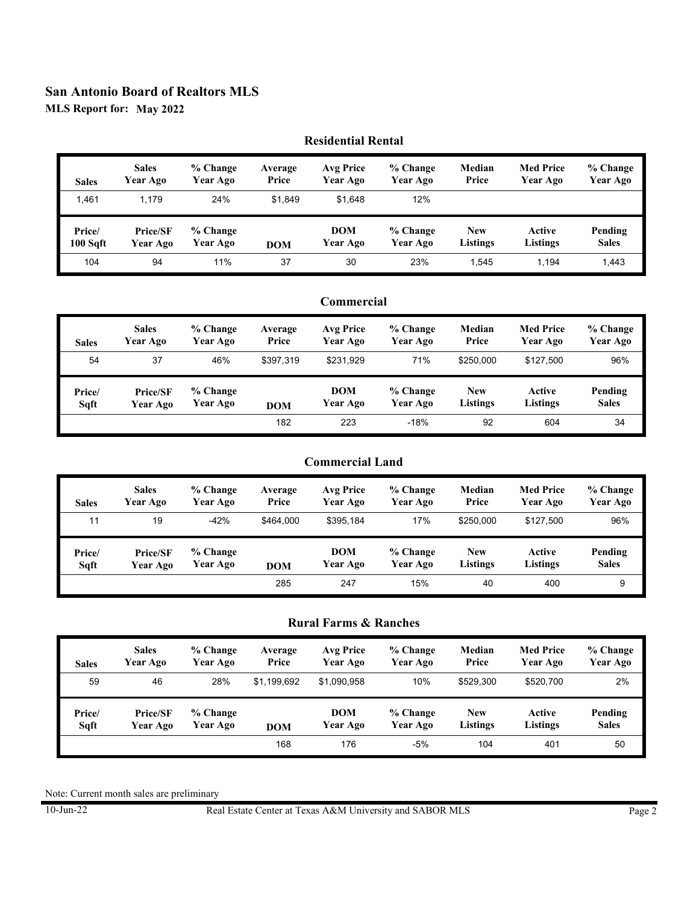# San Antonio Board of Realtors MLS

**MLS Report for: May 2022**

## Residential Rental

| Sales | Sales Year Ago | % Change Year Ago | Average Price | Avg Price Year Ago | % Change Year Ago | Median Price | Med Price Year Ago | % Change Year Ago |
|---|---|---|---|---|---|---|---|---|
| 1,461 | 1,179 | 24% | $1,849 | $1,648 | 12% | | | |
| **Price/ 100 Sqft** | **Price/SF Year Ago** | **% Change Year Ago** | **DOM** | **DOM Year Ago** | **% Change Year Ago** | **New Listings** | **Active Listings** | **Pending Sales** |
| 104 | 94 | 11% | 37 | 30 | 23% | 1,545 | 1,194 | 1,443 |

## Commercial

| Sales | Sales Year Ago | % Change Year Ago | Average Price | Avg Price Year Ago | % Change Year Ago | Median Price | Med Price Year Ago | % Change Year Ago |
|---|---|---|---|---|---|---|---|---|
| 54 | 37 | 46% | $397,319 | $231,929 | 71% | $250,000 | $127,500 | 96% |
| **Price/ Sqft** | **Price/SF Year Ago** | **% Change Year Ago** | **DOM** | **DOM Year Ago** | **% Change Year Ago** | **New Listings** | **Active Listings** | **Pending Sales** |
| | | | 182 | 223 | -18% | 92 | 604 | 34 |

## Commercial Land

| Sales | Sales Year Ago | % Change Year Ago | Average Price | Avg Price Year Ago | % Change Year Ago | Median Price | Med Price Year Ago | % Change Year Ago |
|---|---|---|---|---|---|---|---|---|
| 11 | 19 | -42% | $464,000 | $395,184 | 17% | $250,000 | $127,500 | 96% |
| **Price/ Sqft** | **Price/SF Year Ago** | **% Change Year Ago** | **DOM** | **DOM Year Ago** | **% Change Year Ago** | **New Listings** | **Active Listings** | **Pending Sales** |
| | | | 285 | 247 | 15% | 40 | 400 | 9 |

## Rural Farms & Ranches

| Sales | Sales Year Ago | % Change Year Ago | Average Price | Avg Price Year Ago | % Change Year Ago | Median Price | Med Price Year Ago | % Change Year Ago |
|---|---|---|---|---|---|---|---|---|
| 59 | 46 | 28% | $1,199,692 | $1,090,958 | 10% | $529,300 | $520,700 | 2% |
| **Price/ Sqft** | **Price/SF Year Ago** | **% Change Year Ago** | **DOM** | **DOM Year Ago** | **% Change Year Ago** | **New Listings** | **Active Listings** | **Pending Sales** |
| | | | 168 | 176 | -5% | 104 | 401 | 50 |

Note: Current month sales are preliminary

10-Jun-22 Real Estate Center at Texas A&M University and SABOR MLS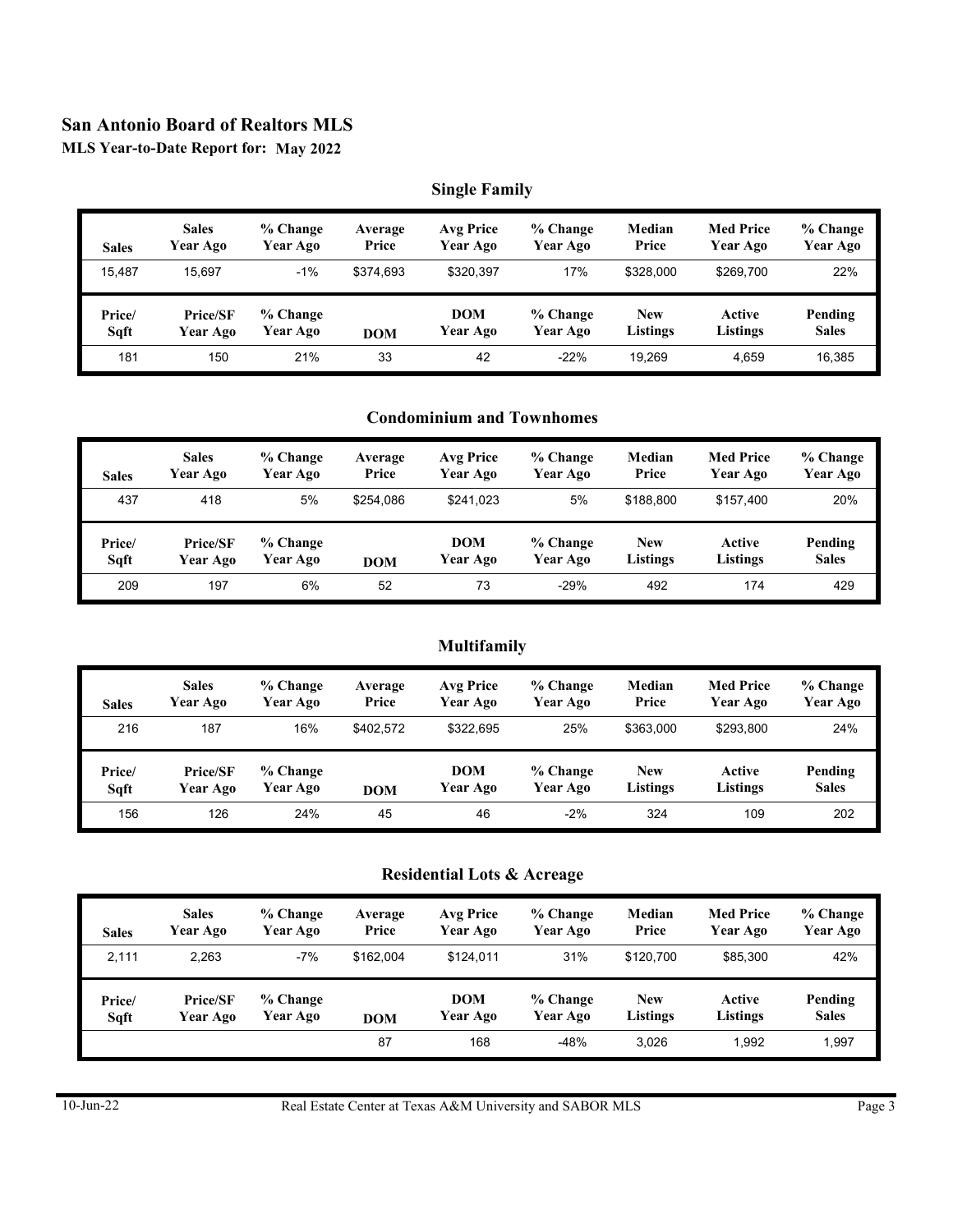# San Antonio Board of Realtors MLS

**MLS Year-to-Date Report for: May 2022**

## Single Family

| Sales | Sales Year Ago | % Change Year Ago | Average Price | Avg Price Year Ago | % Change Year Ago | Median Price | Med Price Year Ago | % Change Year Ago |
|---|---|---|---|---|---|---|---|---|
| 15,487 | 15,697 | -1% | $374,693 | $320,397 | 17% | $328,000 | $269,700 | 22% |
| **Price/ Sqft** | **Price/SF Year Ago** | **% Change Year Ago** | **DOM** | **DOM Year Ago** | **% Change Year Ago** | **New Listings** | **Active Listings** | **Pending Sales** |
| 181 | 150 | 21% | 33 | 42 | -22% | 19,269 | 4,659 | 16,385 |

## Condominium and Townhomes

| Sales | Sales Year Ago | % Change Year Ago | Average Price | Avg Price Year Ago | % Change Year Ago | Median Price | Med Price Year Ago | % Change Year Ago |
|---|---|---|---|---|---|---|---|---|
| 437 | 418 | 5% | $254,086 | $241,023 | 5% | $188,800 | $157,400 | 20% |
| **Price/ Sqft** | **Price/SF Year Ago** | **% Change Year Ago** | **DOM** | **DOM Year Ago** | **% Change Year Ago** | **New Listings** | **Active Listings** | **Pending Sales** |
| 209 | 197 | 6% | 52 | 73 | -29% | 492 | 174 | 429 |

## Multifamily

| Sales | Sales Year Ago | % Change Year Ago | Average Price | Avg Price Year Ago | % Change Year Ago | Median Price | Med Price Year Ago | % Change Year Ago |
|---|---|---|---|---|---|---|---|---|
| 216 | 187 | 16% | $402,572 | $322,695 | 25% | $363,000 | $293,800 | 24% |
| **Price/ Sqft** | **Price/SF Year Ago** | **% Change Year Ago** | **DOM** | **DOM Year Ago** | **% Change Year Ago** | **New Listings** | **Active Listings** | **Pending Sales** |
| 156 | 126 | 24% | 45 | 46 | -2% | 324 | 109 | 202 |

## Residential Lots & Acreage

| Sales | Sales Year Ago | % Change Year Ago | Average Price | Avg Price Year Ago | % Change Year Ago | Median Price | Med Price Year Ago | % Change Year Ago |
|---|---|---|---|---|---|---|---|---|
| 2,111 | 2,263 | -7% | $162,004 | $124,011 | 31% | $120,700 | $85,300 | 42% |
| **Price/ Sqft** | **Price/SF Year Ago** | **% Change Year Ago** | **DOM** | **DOM Year Ago** | **% Change Year Ago** | **New Listings** | **Active Listings** | **Pending Sales** |
| | | | 87 | 168 | -48% | 3,026 | 1,992 | 1,997 |

10-Jun-22 Real Estate Center at Texas A&M University and SABOR MLS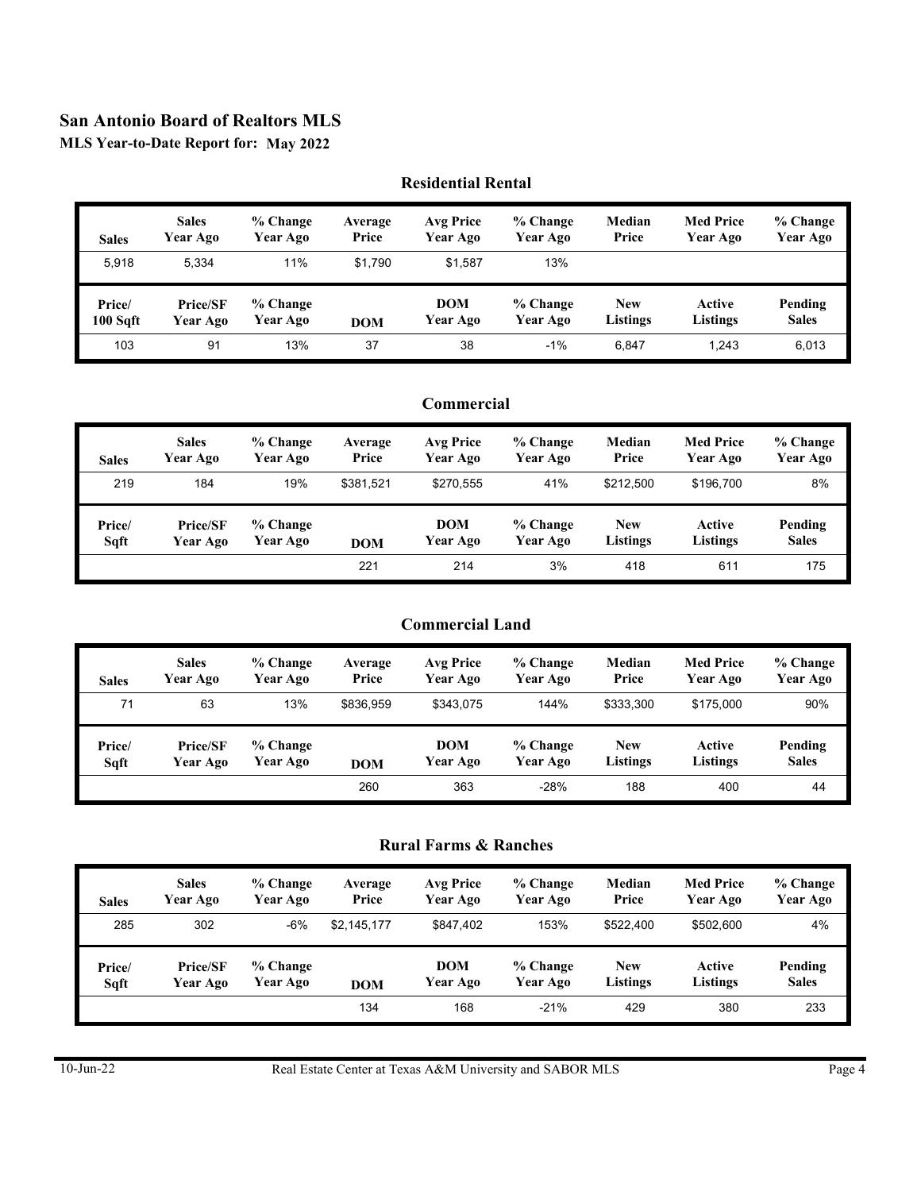# San Antonio Board of Realtors MLS

**MLS Year-to-Date Report for: May 2022**

## Residential Rental

| Sales | Sales Year Ago | % Change Year Ago | Average Price | Avg Price Year Ago | % Change Year Ago | Median Price | Med Price Year Ago | % Change Year Ago |
|---|---|---|---|---|---|---|---|---|
| 5,918 | 5,334 | 11% | $1,790 | $1,587 | 13% | | | |
| **Price/ 100 Sqft** | **Price/SF Year Ago** | **% Change Year Ago** | **DOM** | **DOM Year Ago** | **% Change Year Ago** | **New Listings** | **Active Listings** | **Pending Sales** |
| 103 | 91 | 13% | 37 | 38 | -1% | 6,847 | 1,243 | 6,013 |

## Commercial

| Sales | Sales Year Ago | % Change Year Ago | Average Price | Avg Price Year Ago | % Change Year Ago | Median Price | Med Price Year Ago | % Change Year Ago |
|---|---|---|---|---|---|---|---|---|
| 219 | 184 | 19% | $381,521 | $270,555 | 41% | $212,500 | $196,700 | 8% |
| **Price/ Sqft** | **Price/SF Year Ago** | **% Change Year Ago** | **DOM** | **DOM Year Ago** | **% Change Year Ago** | **New Listings** | **Active Listings** | **Pending Sales** |
| | | | 221 | 214 | 3% | 418 | 611 | 175 |

## Commercial Land

| Sales | Sales Year Ago | % Change Year Ago | Average Price | Avg Price Year Ago | % Change Year Ago | Median Price | Med Price Year Ago | % Change Year Ago |
|---|---|---|---|---|---|---|---|---|
| 71 | 63 | 13% | $836,959 | $343,075 | 144% | $333,300 | $175,000 | 90% |
| **Price/ Sqft** | **Price/SF Year Ago** | **% Change Year Ago** | **DOM** | **DOM Year Ago** | **% Change Year Ago** | **New Listings** | **Active Listings** | **Pending Sales** |
| | | | 260 | 363 | -28% | 188 | 400 | 44 |

## Rural Farms & Ranches

| Sales | Sales Year Ago | % Change Year Ago | Average Price | Avg Price Year Ago | % Change Year Ago | Median Price | Med Price Year Ago | % Change Year Ago |
|---|---|---|---|---|---|---|---|---|
| 285 | 302 | -6% | $2,145,177 | $847,402 | 153% | $522,400 | $502,600 | 4% |
| **Price/ Sqft** | **Price/SF Year Ago** | **% Change Year Ago** | **DOM** | **DOM Year Ago** | **% Change Year Ago** | **New Listings** | **Active Listings** | **Pending Sales** |
| | | | 134 | 168 | -21% | 429 | 380 | 233 |

10-Jun-22 Real Estate Center at Texas A&M University and SABOR MLS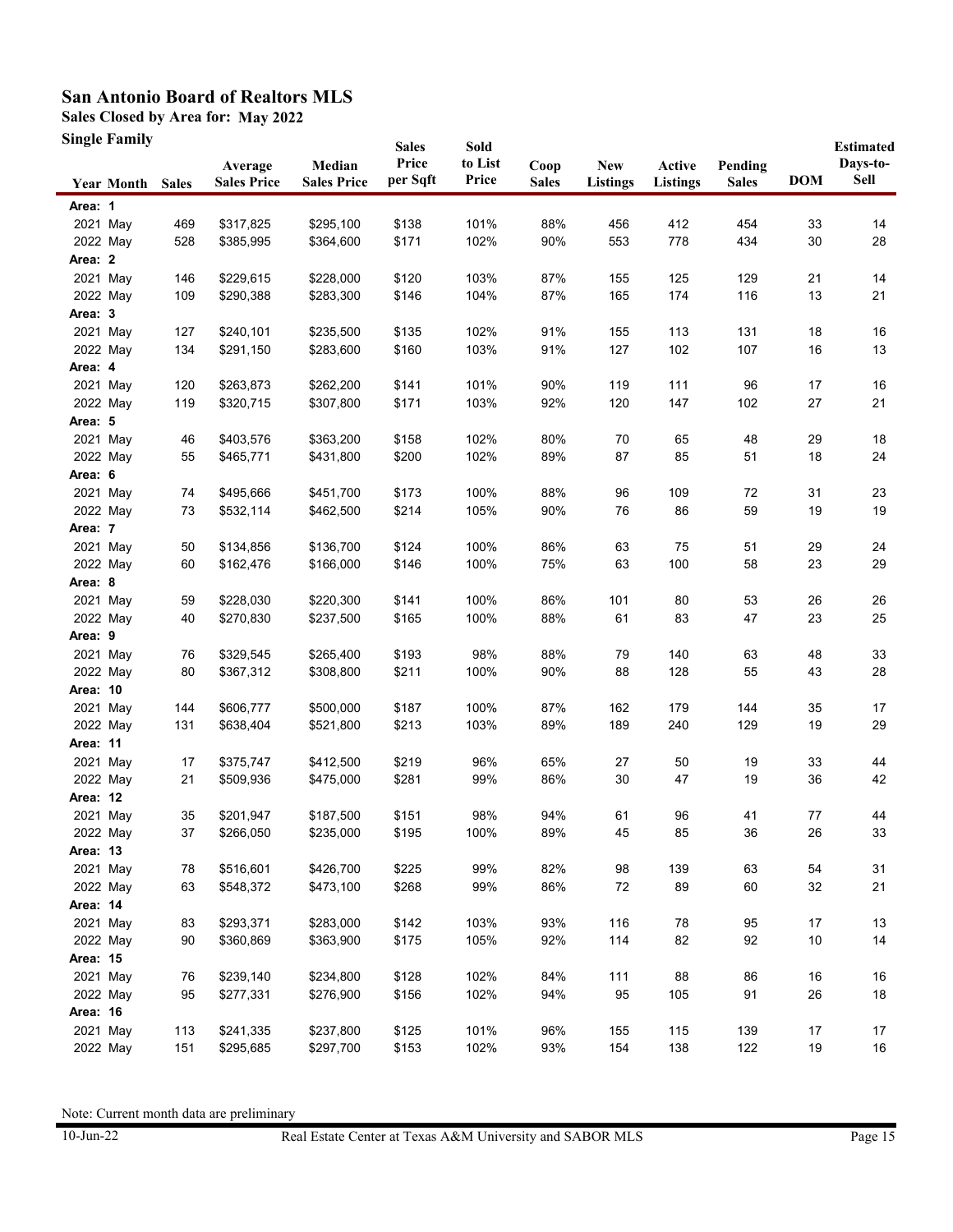# San Antonio Board of Realtors MLS

**Sales Closed by Area for: May 2022**

**Single Family**

| Year | Month | Sales | Average Sales Price | Median Sales Price | Sales Price per Sqft | Sold to List Price | Coop Sales | New Listings | Active Listings | Pending Sales | DOM | Estimated Days-to-Sell |
|---|---|---|---|---|---|---|---|---|---|---|---|---|
| **Area: 1** | | | | | | | | | | | | |
| 2021 | May | 469 | $317,825 | $295,100 | $138 | 101% | 88% | 456 | 412 | 454 | 33 | 14 |
| 2022 | May | 528 | $385,995 | $364,600 | $171 | 102% | 90% | 553 | 778 | 434 | 30 | 28 |
| **Area: 2** | | | | | | | | | | | | |
| 2021 | May | 146 | $229,615 | $228,000 | $120 | 103% | 87% | 155 | 125 | 129 | 21 | 14 |
| 2022 | May | 109 | $290,388 | $283,300 | $146 | 104% | 87% | 165 | 174 | 116 | 13 | 21 |
| **Area: 3** | | | | | | | | | | | | |
| 2021 | May | 127 | $240,101 | $235,500 | $135 | 102% | 91% | 155 | 113 | 131 | 18 | 16 |
| 2022 | May | 134 | $291,150 | $283,600 | $160 | 103% | 91% | 127 | 102 | 107 | 16 | 13 |
| **Area: 4** | | | | | | | | | | | | |
| 2021 | May | 120 | $263,873 | $262,200 | $141 | 101% | 90% | 119 | 111 | 96 | 17 | 16 |
| 2022 | May | 119 | $320,715 | $307,800 | $171 | 103% | 92% | 120 | 147 | 102 | 27 | 21 |
| **Area: 5** | | | | | | | | | | | | |
| 2021 | May | 46 | $403,576 | $363,200 | $158 | 102% | 80% | 70 | 65 | 48 | 29 | 18 |
| 2022 | May | 55 | $465,771 | $431,800 | $200 | 102% | 89% | 87 | 85 | 51 | 18 | 24 |
| **Area: 6** | | | | | | | | | | | | |
| 2021 | May | 74 | $495,666 | $451,700 | $173 | 100% | 88% | 96 | 109 | 72 | 31 | 23 |
| 2022 | May | 73 | $532,114 | $462,500 | $214 | 105% | 90% | 76 | 86 | 59 | 19 | 19 |
| **Area: 7** | | | | | | | | | | | | |
| 2021 | May | 50 | $134,856 | $136,700 | $124 | 100% | 86% | 63 | 75 | 51 | 29 | 24 |
| 2022 | May | 60 | $162,476 | $166,000 | $146 | 100% | 75% | 63 | 100 | 58 | 23 | 29 |
| **Area: 8** | | | | | | | | | | | | |
| 2021 | May | 59 | $228,030 | $220,300 | $141 | 100% | 86% | 101 | 80 | 53 | 26 | 26 |
| 2022 | May | 40 | $270,830 | $237,500 | $165 | 100% | 88% | 61 | 83 | 47 | 23 | 25 |
| **Area: 9** | | | | | | | | | | | | |
| 2021 | May | 76 | $329,545 | $265,400 | $193 | 98% | 88% | 79 | 140 | 63 | 48 | 33 |
| 2022 | May | 80 | $367,312 | $308,800 | $211 | 100% | 90% | 88 | 128 | 55 | 43 | 28 |
| **Area: 10** | | | | | | | | | | | | |
| 2021 | May | 144 | $606,777 | $500,000 | $187 | 100% | 87% | 162 | 179 | 144 | 35 | 17 |
| 2022 | May | 131 | $638,404 | $521,800 | $213 | 103% | 89% | 189 | 240 | 129 | 19 | 29 |
| **Area: 11** | | | | | | | | | | | | |
| 2021 | May | 17 | $375,747 | $412,500 | $219 | 96% | 65% | 27 | 50 | 19 | 33 | 44 |
| 2022 | May | 21 | $509,936 | $475,000 | $281 | 99% | 86% | 30 | 47 | 19 | 36 | 42 |
| **Area: 12** | | | | | | | | | | | | |
| 2021 | May | 35 | $201,947 | $187,500 | $151 | 98% | 94% | 61 | 96 | 41 | 77 | 44 |
| 2022 | May | 37 | $266,050 | $235,000 | $195 | 100% | 89% | 45 | 85 | 36 | 26 | 33 |
| **Area: 13** | | | | | | | | | | | | |
| 2021 | May | 78 | $516,601 | $426,700 | $225 | 99% | 82% | 98 | 139 | 63 | 54 | 31 |
| 2022 | May | 63 | $548,372 | $473,100 | $268 | 99% | 86% | 72 | 89 | 60 | 32 | 21 |
| **Area: 14** | | | | | | | | | | | | |
| 2021 | May | 83 | $293,371 | $283,000 | $142 | 103% | 93% | 116 | 78 | 95 | 17 | 13 |
| 2022 | May | 90 | $360,869 | $363,900 | $175 | 105% | 92% | 114 | 82 | 92 | 10 | 14 |
| **Area: 15** | | | | | | | | | | | | |
| 2021 | May | 76 | $239,140 | $234,800 | $128 | 102% | 84% | 111 | 88 | 86 | 16 | 16 |
| 2022 | May | 95 | $277,331 | $276,900 | $156 | 102% | 94% | 95 | 105 | 91 | 26 | 18 |
| **Area: 16** | | | | | | | | | | | | |
| 2021 | May | 113 | $241,335 | $237,800 | $125 | 101% | 96% | 155 | 115 | 139 | 17 | 17 |
| 2022 | May | 151 | $295,685 | $297,700 | $153 | 102% | 93% | 154 | 138 | 122 | 19 | 16 |

Note: Current month data are preliminary

10-Jun-22 Real Estate Center at Texas A&M University and SABOR MLS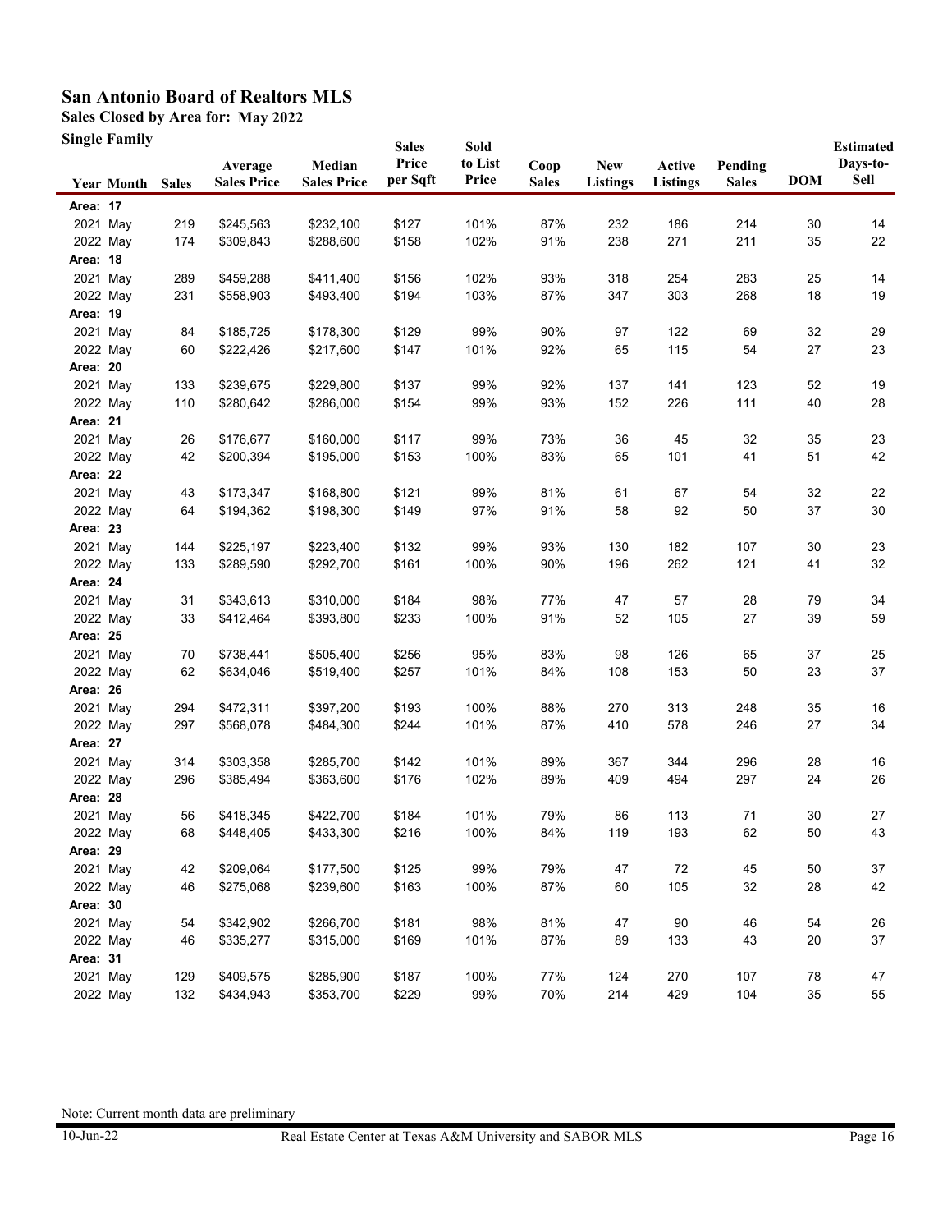# San Antonio Board of Realtors MLS

**Sales Closed by Area for: May 2022**

**Single Family**

| Year | Month | Sales | Average Sales Price | Median Sales Price | Sales Price per Sqft | Sold to List Price | Coop Sales | New Listings | Active Listings | Pending Sales | DOM | Estimated Days-to-Sell |
|---|---|---|---|---|---|---|---|---|---|---|---|---|
| **Area: 17** | | | | | | | | | | | | |
| 2021 | May | 219 | $245,563 | $232,100 | $127 | 101% | 87% | 232 | 186 | 214 | 30 | 14 |
| 2022 | May | 174 | $309,843 | $288,600 | $158 | 102% | 91% | 238 | 271 | 211 | 35 | 22 |
| **Area: 18** | | | | | | | | | | | | |
| 2021 | May | 289 | $459,288 | $411,400 | $156 | 102% | 93% | 318 | 254 | 283 | 25 | 14 |
| 2022 | May | 231 | $558,903 | $493,400 | $194 | 103% | 87% | 347 | 303 | 268 | 18 | 19 |
| **Area: 19** | | | | | | | | | | | | |
| 2021 | May | 84 | $185,725 | $178,300 | $129 | 99% | 90% | 97 | 122 | 69 | 32 | 29 |
| 2022 | May | 60 | $222,426 | $217,600 | $147 | 101% | 92% | 65 | 115 | 54 | 27 | 23 |
| **Area: 20** | | | | | | | | | | | | |
| 2021 | May | 133 | $239,675 | $229,800 | $137 | 99% | 92% | 137 | 141 | 123 | 52 | 19 |
| 2022 | May | 110 | $280,642 | $286,000 | $154 | 99% | 93% | 152 | 226 | 111 | 40 | 28 |
| **Area: 21** | | | | | | | | | | | | |
| 2021 | May | 26 | $176,677 | $160,000 | $117 | 99% | 73% | 36 | 45 | 32 | 35 | 23 |
| 2022 | May | 42 | $200,394 | $195,000 | $153 | 100% | 83% | 65 | 101 | 41 | 51 | 42 |
| **Area: 22** | | | | | | | | | | | | |
| 2021 | May | 43 | $173,347 | $168,800 | $121 | 99% | 81% | 61 | 67 | 54 | 32 | 22 |
| 2022 | May | 64 | $194,362 | $198,300 | $149 | 97% | 91% | 58 | 92 | 50 | 37 | 30 |
| **Area: 23** | | | | | | | | | | | | |
| 2021 | May | 144 | $225,197 | $223,400 | $132 | 99% | 93% | 130 | 182 | 107 | 30 | 23 |
| 2022 | May | 133 | $289,590 | $292,700 | $161 | 100% | 90% | 196 | 262 | 121 | 41 | 32 |
| **Area: 24** | | | | | | | | | | | | |
| 2021 | May | 31 | $343,613 | $310,000 | $184 | 98% | 77% | 47 | 57 | 28 | 79 | 34 |
| 2022 | May | 33 | $412,464 | $393,800 | $233 | 100% | 91% | 52 | 105 | 27 | 39 | 59 |
| **Area: 25** | | | | | | | | | | | | |
| 2021 | May | 70 | $738,441 | $505,400 | $256 | 95% | 83% | 98 | 126 | 65 | 37 | 25 |
| 2022 | May | 62 | $634,046 | $519,400 | $257 | 101% | 84% | 108 | 153 | 50 | 23 | 37 |
| **Area: 26** | | | | | | | | | | | | |
| 2021 | May | 294 | $472,311 | $397,200 | $193 | 100% | 88% | 270 | 313 | 248 | 35 | 16 |
| 2022 | May | 297 | $568,078 | $484,300 | $244 | 101% | 87% | 410 | 578 | 246 | 27 | 34 |
| **Area: 27** | | | | | | | | | | | | |
| 2021 | May | 314 | $303,358 | $285,700 | $142 | 101% | 89% | 367 | 344 | 296 | 28 | 16 |
| 2022 | May | 296 | $385,494 | $363,600 | $176 | 102% | 89% | 409 | 494 | 297 | 24 | 26 |
| **Area: 28** | | | | | | | | | | | | |
| 2021 | May | 56 | $418,345 | $422,700 | $184 | 101% | 79% | 86 | 113 | 71 | 30 | 27 |
| 2022 | May | 68 | $448,405 | $433,300 | $216 | 100% | 84% | 119 | 193 | 62 | 50 | 43 |
| **Area: 29** | | | | | | | | | | | | |
| 2021 | May | 42 | $209,064 | $177,500 | $125 | 99% | 79% | 47 | 72 | 45 | 50 | 37 |
| 2022 | May | 46 | $275,068 | $239,600 | $163 | 100% | 87% | 60 | 105 | 32 | 28 | 42 |
| **Area: 30** | | | | | | | | | | | | |
| 2021 | May | 54 | $342,902 | $266,700 | $181 | 98% | 81% | 47 | 90 | 46 | 54 | 26 |
| 2022 | May | 46 | $335,277 | $315,000 | $169 | 101% | 87% | 89 | 133 | 43 | 20 | 37 |
| **Area: 31** | | | | | | | | | | | | |
| 2021 | May | 129 | $409,575 | $285,900 | $187 | 100% | 77% | 124 | 270 | 107 | 78 | 47 |
| 2022 | May | 132 | $434,943 | $353,700 | $229 | 99% | 70% | 214 | 429 | 104 | 35 | 55 |

Note: Current month data are preliminary

10-Jun-22 Real Estate Center at Texas A&M University and SABOR MLS